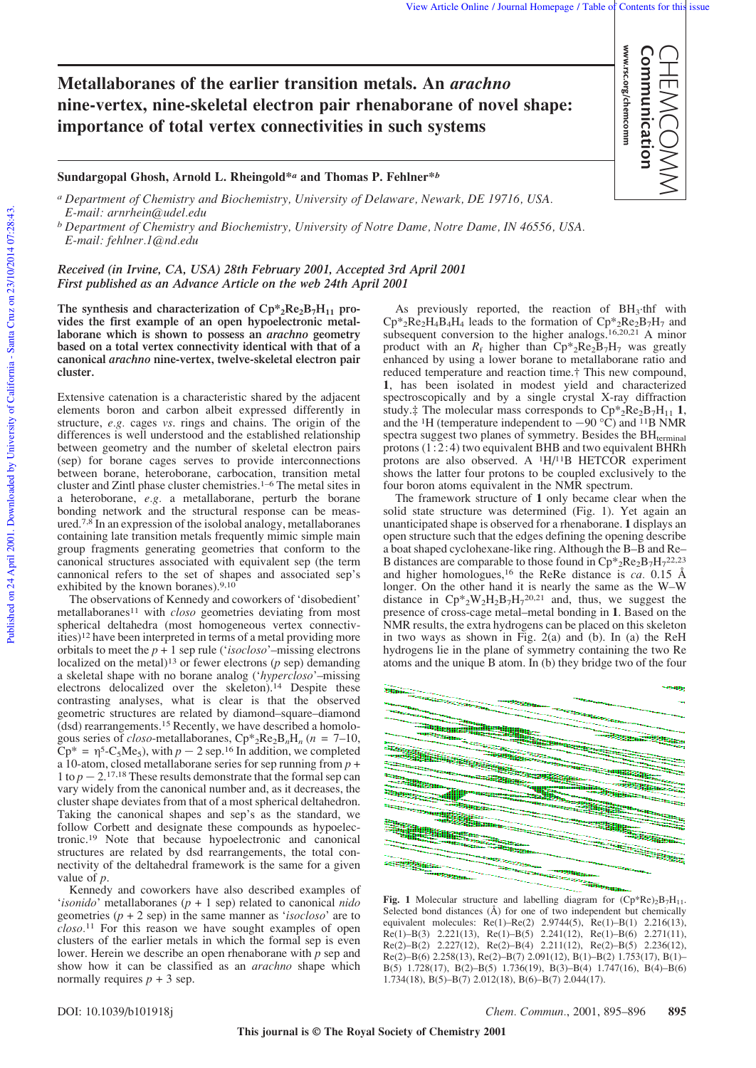# Metallaboranes of the earlier transition metals. An *arachno* nine-vertex, nine-skeletal electron pair rhenaborane of novel shape: importance of total vertex connectivities in such systems

**Sundargopal Ghosh, Arnold L. Rheingold\*[a] and Thomas P. Fehlner\*[b]**

[a] *Department of Chemistry and Biochemistry, University of Delaware, Newark, DE 19716, USA. E-mail: arnrhein@udel.edu*

[b] *Department of Chemistry and Biochemistry, University of Notre Dame, Notre Dame, IN 46556, USA. E-mail: fehlner.1@nd.edu*

*Received (in Irvine, CA, USA) 28th February 2001, Accepted 3rd April 2001*
*First published as an Advance Article on the web 24th April 2001*

**The synthesis and characterization of $Cp^*_2Re_2B_7H_{11}$ provides the first example of an open hypoelectronic metallaborane which is shown to possess an *arachno* geometry based on a total vertex connectivity identical with that of a canonical *arachno* nine-vertex, twelve-skeletal electron pair cluster.**

Extensive catenation is a characteristic shared by the adjacent elements boron and carbon albeit expressed differently in structure, *e.g.* cages *vs.* rings and chains. The origin of the differences is well understood and the established relationship between geometry and the number of skeletal electron pairs (sep) for borane cages serves to provide interconnections between borane, heteroborane, carbocation, transition metal cluster and Zintl phase cluster chemistries.[1–6] The metal sites in a heteroborane, *e.g.* a metallaborane, perturb the borane bonding network and the structural response can be measured.[7,8] In an expression of the isolobal analogy, metallaboranes containing late transition metals frequently mimic simple main group fragments generating geometries that conform to the canonical structures associated with equivalent sep (the term cannonical refers to the set of shapes and associated sep's exhibited by the known boranes).[9,10]

The observations of Kennedy and coworkers of 'disobedient' metallaboranes[11] with *closo* geometries deviating from most spherical deltahedra (most homogeneous vertex connectivities)[12] have been interpreted in terms of a metal providing more orbitals to meet the $p + 1$ sep rule ('*isocloso*'–missing electrons localized on the metal)[13] or fewer electrons ($p$ sep) demanding a skeletal shape with no borane analog ('*hypercloso*'–missing electrons delocalized over the skeleton).[14] Despite these contrasting analyses, what is clear is that the observed geometric structures are related by diamond–square–diamond (dsd) rearrangements.[15] Recently, we have described a homologous series of *closo*-metallaboranes, $Cp^*_2Re_2B_nH_n$ ($n$ = 7–10, $Cp^*$ = $\eta^5$-$C_5Me_5$), with $p - 2$ sep.[16] In addition, we completed a 10-atom, closed metallaborane series for sep running from $p + 1$ to $p - 2$.[17,18] These results demonstrate that the formal sep can vary widely from the canonical number and, as it decreases, the cluster shape deviates from that of a most spherical deltahedron. Taking the canonical shapes and sep's as the standard, we follow Corbett and designate these compounds as hypoelectronic.[19] Note that because hypoelectronic and canonical structures are related by dsd rearrangements, the total connectivity of the deltahedral framework is the same for a given value of $p$.

Kennedy and coworkers have also described examples of '*isonido*' metallaboranes ($p + 1$ sep) related to canonical *nido* geometries ($p + 2$ sep) in the same manner as '*isocloso*' are to *closo*.[11] For this reason we have sought examples of open clusters of the earlier metals in which the formal sep is even lower. Herein we describe an open rhenaborane with $p$ sep and show how it can be classified as an *arachno* shape which normally requires $p + 3$ sep.

As previously reported, the reaction of $BH_3$·thf with $Cp^*_2Re_2H_4B_4H_4$ leads to the formation of $Cp^*_2Re_2B_7H_7$ and subsequent conversion to the higher analogs.[16,20,21] A minor product with an $R_f$ higher than $Cp^*_2Re_2B_7H_7$ was greatly enhanced by using a lower borane to metallaborane ratio and reduced temperature and reaction time.† This new compound, **1**, has been isolated in modest yield and characterized spectroscopically and by a single crystal X-ray diffraction study.‡ The molecular mass corresponds to $Cp^*_2Re_2B_7H_{11}$ **1**, and the $^1H$ (temperature independent to −90 °C) and $^{11}B$ NMR spectra suggest two planes of symmetry. Besides the $BH_{terminal}$ protons (1:2:4) two equivalent BHB and two equivalent BHRh protons are also observed. A $^1H/^{11}B$ HETCOR experiment shows the latter four protons to be coupled exclusively to the four boron atoms equivalent in the NMR spectrum.

The framework structure of **1** only became clear when the solid state structure was determined (Fig. 1). Yet again an unanticipated shape is observed for a rhenaborane. **1** displays an open structure such that the edges defining the opening describe a boat shaped cyclohexane-like ring. Although the B–B and Re–B distances are comparable to those found in $Cp^*_2Re_2B_7H_7$[22,23] and higher homologues,[16] the ReRe distance is *ca.* 0.15 Å longer. On the other hand it is nearly the same as the W–W distance in $Cp^*_2W_2H_2B_7H_7$[20,21] and, thus, we suggest the presence of cross-cage metal–metal bonding in **1**. Based on the NMR results, the extra hydrogens can be placed on this skeleton in two ways as shown in Fig. 2(a) and (b). In (a) the ReH hydrogens lie in the plane of symmetry containing the two Re atoms and the unique B atom. In (b) they bridge two of the four

**Fig. 1** Molecular structure and labelling diagram for $(Cp^*Re)_2B_7H_{11}$. Selected bond distances (Å) for one of two independent but chemically equivalent molecules: Re(1)–Re(2) 2.9744(5), Re(1)–B(1) 2.216(13), Re(1)–B(3) 2.221(13), Re(1)–B(5) 2.241(12), Re(1)–B(6) 2.271(11), Re(2)–B(2) 2.227(12), Re(2)–B(4) 2.211(12), Re(2)–B(5) 2.236(12), Re(2)–B(6) 2.258(13), Re(2)–B(7) 2.091(12), B(1)–B(2) 1.753(17), B(1)–B(5) 1.728(17), B(2)–B(5) 1.736(19), B(3)–B(4) 1.747(16), B(4)–B(6) 1.734(18), B(5)–B(7) 2.012(18), B(6)–B(7) 2.044(17).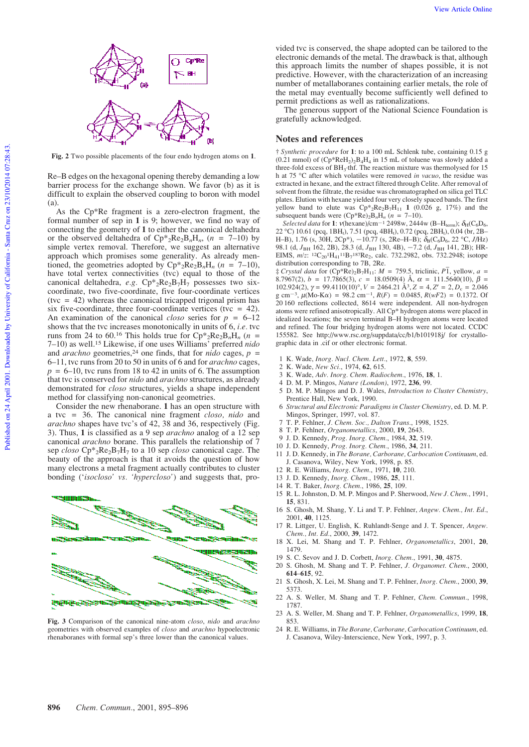Fig. 2 Two possible placements of the four endo hydrogen atoms on **1**.

Re–B edges on the hexagonal opening thereby demanding a low barrier process for the exchange shown. We favor (b) as it is difficult to explain the observed coupling to boron with model (a).

As the Cp*Re fragment is a zero-electron fragment, the formal number of sep in **1** is 9; however, we find no way of connecting the geometry of **1** to either the canonical deltahedra or the observed deltahedra of $Cp^*_2Re_2B_nH_n$, ($n$ = 7–10) by simple vertex removal. Therefore, we suggest an alternative approach which promises some generality. As already mentioned, the geometries adopted by $Cp^*_2Re_2B_nH_n$ ($n$ = 7–10), have total vertex connectivities (tvc) equal to those of the canonical deltahedra, *e.g.* $Cp^*_2Re_2B_7H_7$ possesses two six-coordinate, two five-coordinate, five four-coordinate vertices (tvc = 42) whereas the canonical tricapped trigonal prism has six five-coordinate, three four-coordinate vertices (tvc = 42). An examination of the canonical *closo* series for $p$ = 6–12 shows that the tvc increases monotonically in units of 6, *i.e.* tvc runs from 24 to 60.[16] This holds true for $Cp^*_2Re_2B_nH_n$ ($n$ = 7–10) as well.[15] Likewise, if one uses Williams' preferred *nido* and *arachno* geometries,[24] one finds, that for *nido* cages, $p$ = 6–11, tvc runs from 20 to 50 in units of 6 and for *arachno* cages, $p$ = 6–10, tvc runs from 18 to 42 in units of 6. The assumption that tvc is conserved for *nido* and *arachno* structures, as already demonstrated for *closo* structures, yields a shape independent method for classifying non-canonical geometries.

Consider the new rhenaborane. **1** has an open structure with a tvc = 36. The canonical nine fragment *closo, nido* and *arachno* shapes have tvc's of 42, 38 and 36, respectively (Fig. 3). Thus, **1** is classified as a 9 sep *arachno* analog of a 12 sep canonical *arachno* borane. This parallels the relationship of 7 sep *closo* $Cp^*_2Re_2B_7H_7$ to a 10 sep *closo* canonical cage. The beauty of the approach is that it avoids the question of how many electrons a metal fragment actually contributes to cluster bonding ('*isocloso' vs. 'hypercloso*') and suggests that, provided tvc is conserved, the shape adopted can be tailored to the electronic demands of the metal. The drawback is that, although this approach limits the number of shapes possible, it is not predictive. However, with the characterization of an increasing number of metallaboranes containing earlier metals, the role of the metal may eventually become sufficiently well defined to permit predictions as well as rationalizations.

The generous support of the National Science Foundation is gratefully acknowledged.

Fig. 3 Comparison of the canonical nine-atom *closo*, *nido* and *arachno* geometries with observed examples of *closo* and *arachno* hypoelectronic rhenaboranes with formal sep's three lower than the canonical values.

## Notes and references

† *Synthetic procedure* for **1**: to a 100 mL Schlenk tube, containing 0.15 g (0.21 mmol) of $(Cp^*ReH_2)_2B_4H_4$ in 15 mL of toluene was slowly added a three-fold excess of $BH_3$·thf. The reaction mixture was thermolysed for 15 h at 75 °C after which volatiles were removed *in vacuo*, the residue was extracted in hexane, and the extract filtered through Celite. After removal of solvent from the filtrate, the residue was chromatographed on silica gel TLC plates. Elution with hexane yielded four very closely spaced bands. The first yellow band to elute was $Cp^*_2Re_2B_7H_{11}$ **1** (0.026 g, 17%) and the subsequent bands were $(Cp^*Re)_2B_nH_n$ ($n$ = 7–10).

*Selected data* for **1**: $\nu$(hexane)/cm$^{-1}$ 2498w, 2444w (B–H$_{term}$); $\delta_H$($C_6D_6$, 22 °C) 10.61 (pcq, 1BH$_t$), 7.51 (pcq, 4BH$_t$), 0.72 (pcq, 2BH$_t$), 0.04 (br, 2B–H–B), 1.76 (s, 30H, 2Cp*), −10.77 (s, 2Re–H–B); $\delta_B$($C_6D_6$, 22 °C, $J$/Hz) 98.1 (d, $J_{BH}$ 162, 2B), 28.3 (d, $J_{BH}$ 130, 4B), −7.2 (d, $J_{BH}$ 141, 2B); HR-EIMS, $m/z$: $^{12}C_{20}{}^{1}H_{41}{}^{11}B_7{}^{187}Re_2$, calc. 732.2982, obs. 732.2948; isotope distribution corresponding to 7B, 2Re.

‡ *Crystal data* for $(Cp^*Re)_2B_7H_{11}$: $M$ = 759.5, triclinic, $P\bar{1}$, yellow, $a$ = 8.7967(2), $b$ = 17.7865(3), $c$ = 18.0509(4) Å, $\alpha$ = 111.5640(10), $\beta$ = 102.924(2), $\gamma$ = 99.4110(10)°, $V$ = 2464.21 Å$^3$, $Z$ = 4, $Z'$ = 2, $D_c$ = 2.046 g cm$^{-3}$, $\mu$(Mo-K$\alpha$) = 98.2 cm$^{-1}$, $R(F)$ = 0.0485, $R(wF2)$ = 0.1372. Of 20 160 reflections collected, 8614 were independent. All non-hydrogen atoms were refined anisotropically. All Cp* hydrogen atoms were placed in idealized locations; the seven terminal B–H hydrogen atoms were located and refined. The four bridging hydrogen atoms were not located. CCDC 155582. See http://www.rsc.org/suppdata/cc/b1/b101918j/ for crystallographic data in .cif or other electronic format.

1. K. Wade, *Inorg. Nucl. Chem. Lett.*, 1972, **8**, 559.
2. K. Wade, *New Sci.*, 1974, **62**, 615.
3. K. Wade, *Adv. Inorg. Chem. Radiochem.*, 1976, **18**, 1.
4. D. M. P. Mingos, *Nature (London)*, 1972, **236**, 99.
5. D. M. P. Mingos and D. J. Wales, *Introduction to Cluster Chemistry*, Prentice Hall, New York, 1990.
6. *Structural and Electronic Paradigms in Cluster Chemistry*, ed. D. M. P. Mingos, Springer, 1997, vol. 87.
7. T. P. Fehlner, *J. Chem. Soc., Dalton Trans.*, 1998, 1525.
8. T. P. Fehlner, *Organometallics*, 2000, **19**, 2643.
9. J. D. Kennedy, *Prog. Inorg. Chem.*, 1984, **32**, 519.
10. J. D. Kennedy, *Prog. Inorg. Chem.*, 1986, **34**, 211.
11. J. D. Kennedy, in *The Borane, Carborane, Carbocation Continuum*, ed. J. Casanova, Wiley, New York, 1998, p. 85.
12. R. E. Williams, *Inorg. Chem.*, 1971, **10**, 210.
13. J. D. Kennedy, *Inorg. Chem.*, 1986, **25**, 111.
14. R. T. Baker, *Inorg. Chem.*, 1986, **25**, 109.
15. R. L. Johnston, D. M. P. Mingos and P. Sherwood, *New J. Chem.*, 1991, **15**, 831.
16. S. Ghosh, M. Shang, Y. Li and T. P. Fehlner, *Angew. Chem., Int. Ed.*, 2001, **40**, 1125.
17. R. Littger, U. English, K. Ruhlandt-Senge and J. T. Spencer, *Angew. Chem., Int. Ed.*, 2000, **39**, 1472.
18. X. Lei, M. Shang and T. P. Fehlner, *Organometallics*, 2001, **20**, 1479.
19. S. C. Sevov and J. D. Corbett, *Inorg. Chem.*, 1991, **30**, 4875.
20. S. Ghosh, M. Shang and T. P. Fehlner, *J. Organomet. Chem.*, 2000, **614–615**, 92.
21. S. Ghosh, X. Lei, M. Shang and T. P. Fehlner, *Inorg. Chem.*, 2000, **39**, 5373.
22. A. S. Weller, M. Shang and T. P. Fehlner, *Chem. Commun.*, 1998, 1787.
23. A. S. Weller, M. Shang and T. P. Fehlner, *Organometallics*, 1999, **18**, 853.
24. R. E. Williams, in *The Borane, Carborane, Carbocation Continuum*, ed. J. Casanova, Wiley-Interscience, New York, 1997, p. 3.